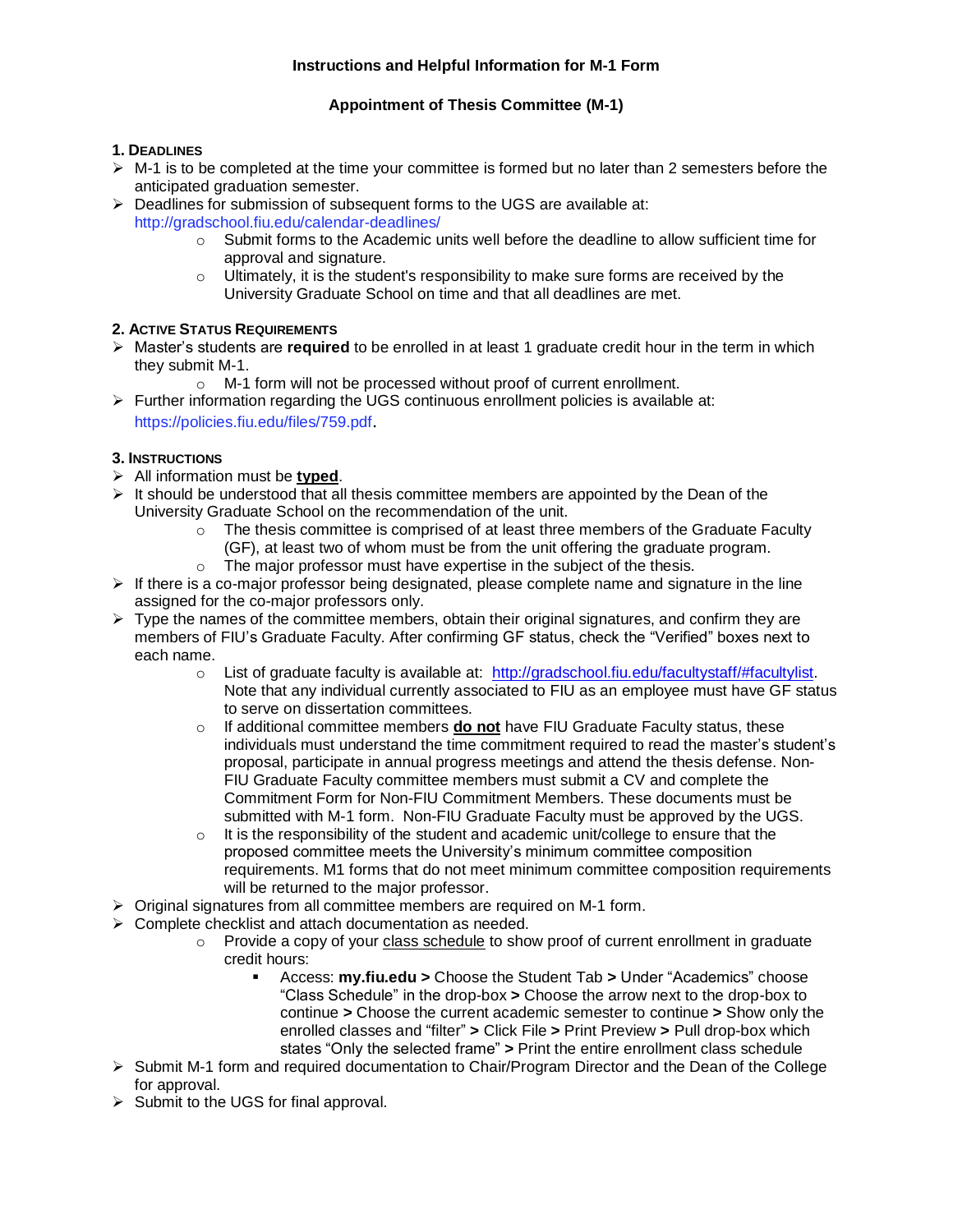**Instructions and Helpful Information for M-1 Form**

**Appointment of Thesis Committee (M-1)**

### 1. Deadlines

- M-1 is to be completed at the time your committee is formed but no later than 2 semesters before the anticipated graduation semester.
- Deadlines for submission of subsequent forms to the UGS are available at: http://gradschool.fiu.edu/calendar-deadlines/
  - Submit forms to the Academic units well before the deadline to allow sufficient time for approval and signature.
  - Ultimately, it is the student's responsibility to make sure forms are received by the University Graduate School on time and that all deadlines are met.

### 2. Active Status Requirements

- Master's students are **required** to be enrolled in at least 1 graduate credit hour in the term in which they submit M-1.
  - M-1 form will not be processed without proof of current enrollment.
- Further information regarding the UGS continuous enrollment policies is available at: https://policies.fiu.edu/files/759.pdf.

### 3. Instructions

- All information must be **typed**.
- It should be understood that all thesis committee members are appointed by the Dean of the University Graduate School on the recommendation of the unit.
  - The thesis committee is comprised of at least three members of the Graduate Faculty (GF), at least two of whom must be from the unit offering the graduate program.
  - The major professor must have expertise in the subject of the thesis.
- If there is a co-major professor being designated, please complete name and signature in the line assigned for the co-major professors only.
- Type the names of the committee members, obtain their original signatures, and confirm they are members of FIU's Graduate Faculty. After confirming GF status, check the "Verified" boxes next to each name.
  - List of graduate faculty is available at: http://gradschool.fiu.edu/facultystaff/#facultylist. Note that any individual currently associated to FIU as an employee must have GF status to serve on dissertation committees.
  - If additional committee members **do not** have FIU Graduate Faculty status, these individuals must understand the time commitment required to read the master's student's proposal, participate in annual progress meetings and attend the thesis defense. Non-FIU Graduate Faculty committee members must submit a CV and complete the Commitment Form for Non-FIU Commitment Members. These documents must be submitted with M-1 form. Non-FIU Graduate Faculty must be approved by the UGS.
  - It is the responsibility of the student and academic unit/college to ensure that the proposed committee meets the University's minimum committee composition requirements. M1 forms that do not meet minimum committee composition requirements will be returned to the major professor.
- Original signatures from all committee members are required on M-1 form.
- Complete checklist and attach documentation as needed.
  - Provide a copy of your class schedule to show proof of current enrollment in graduate credit hours:
    - Access: **my.fiu.edu >** Choose the Student Tab **>** Under "Academics" choose "Class Schedule" in the drop-box **>** Choose the arrow next to the drop-box to continue **>** Choose the current academic semester to continue **>** Show only the enrolled classes and "filter" **>** Click File **>** Print Preview **>** Pull drop-box which states "Only the selected frame" **>** Print the entire enrollment class schedule
- Submit M-1 form and required documentation to Chair/Program Director and the Dean of the College for approval.
- Submit to the UGS for final approval.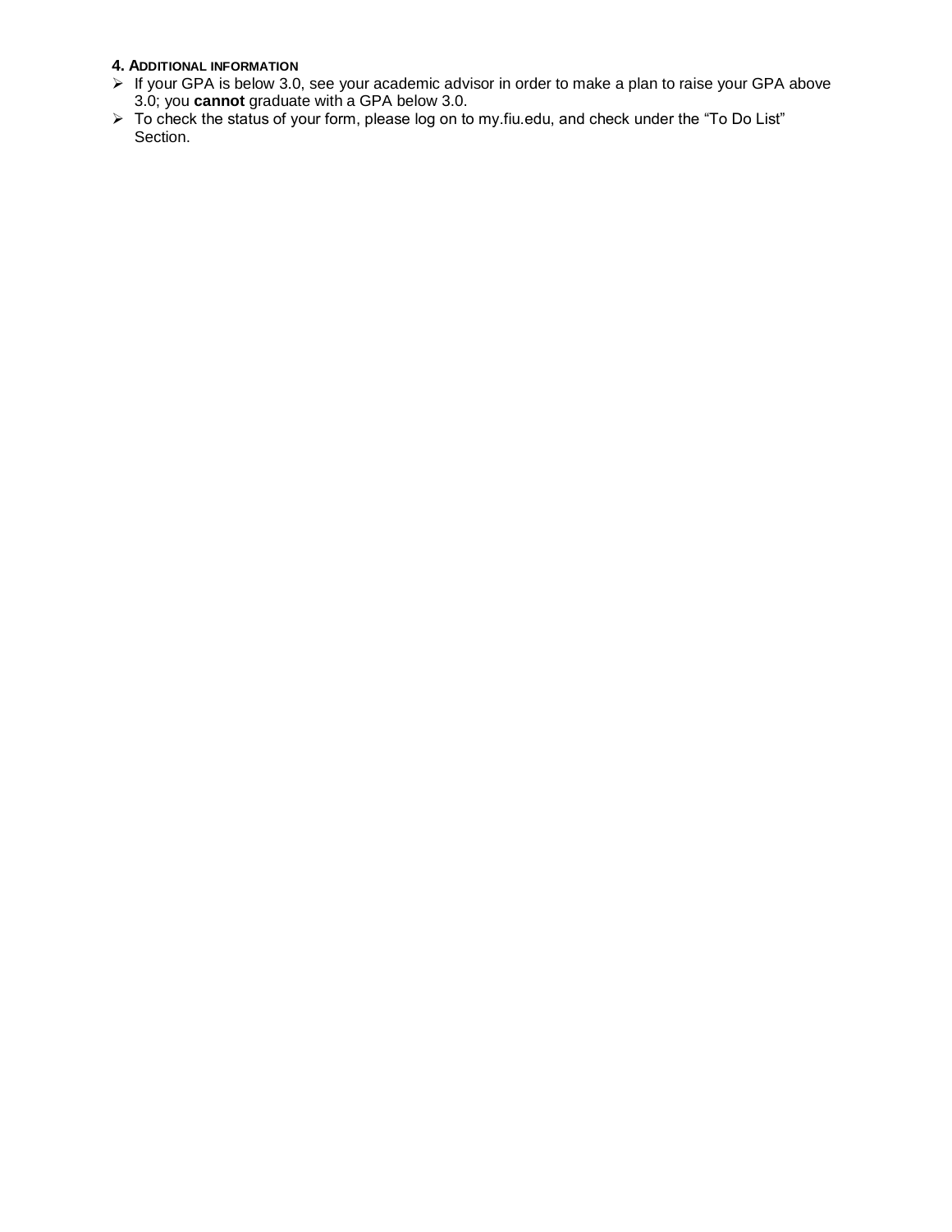### 4. Additional Information

- If your GPA is below 3.0, see your academic advisor in order to make a plan to raise your GPA above 3.0; you **cannot** graduate with a GPA below 3.0.
- To check the status of your form, please log on to my.fiu.edu, and check under the “To Do List” Section.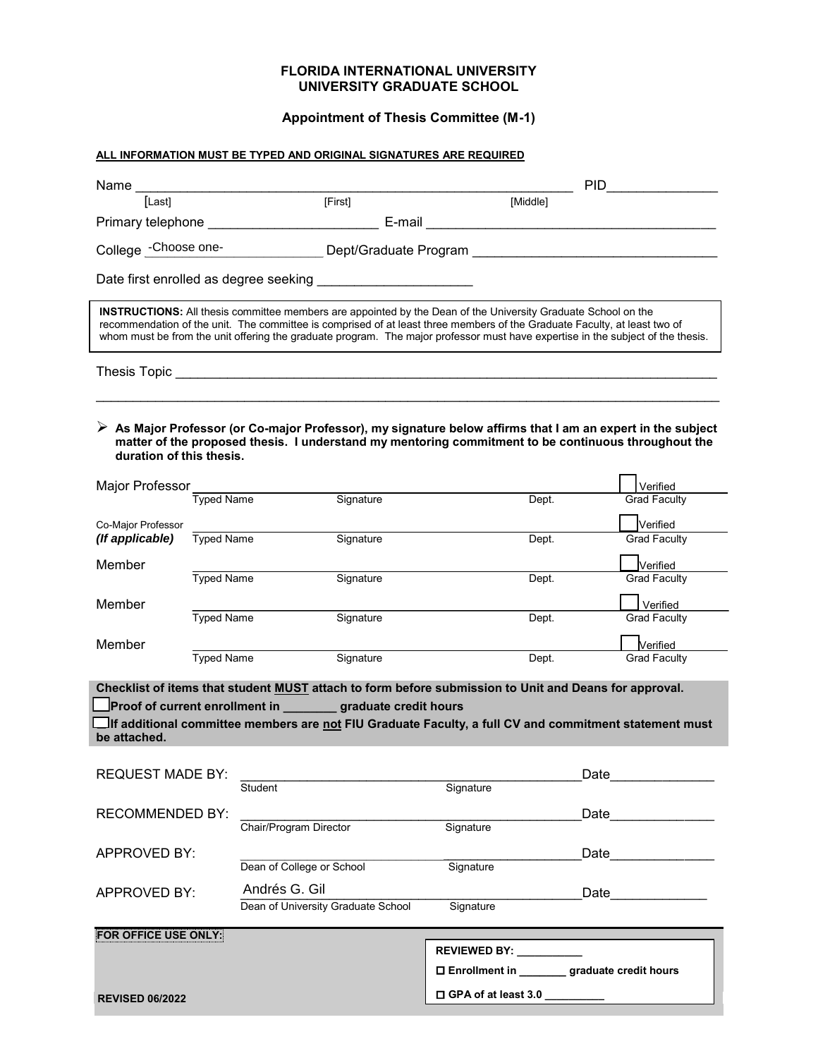**FLORIDA INTERNATIONAL UNIVERSITY**
**UNIVERSITY GRADUATE SCHOOL**

**Appointment of Thesis Committee (M-1)**

**ALL INFORMATION MUST BE TYPED AND ORIGINAL SIGNATURES ARE REQUIRED**

Name ____________________________________________________________ PID______________
[Last] [First] [Middle]

Primary telephone ______________________ E-mail ______________________________________

College -Choose one- Dept/Graduate Program ________________________________

Date first enrolled as degree seeking ____________________

**INSTRUCTIONS:** All thesis committee members are appointed by the Dean of the University Graduate School on the recommendation of the unit. The committee is comprised of at least three members of the Graduate Faculty, at least two of whom must be from the unit offering the graduate program. The major professor must have expertise in the subject of the thesis.

Thesis Topic ______________________________________________________________________________

_____________________________________________________________________________________

- **As Major Professor (or Co-major Professor), my signature below affirms that I am an expert in the subject matter of the proposed thesis. I understand my mentoring commitment to be continuous throughout the duration of this thesis.**

| | Typed Name | Signature | Dept. | Grad Faculty |
|---|---|---|---|---|
| Major Professor | | | | ☐ Verified |
| Co-Major Professor *(If applicable)* | | | | ☐ Verified |
| Member | | | | ☐ Verified |
| Member | | | | ☐ Verified |
| Member | | | | ☐ Verified |

**Checklist of items that student MUST attach to form before submission to Unit and Deans for approval.**

☐ **Proof of current enrollment in ________ graduate credit hours**

☐ **If additional committee members are not FIU Graduate Faculty, a full CV and commitment statement must be attached.**

REQUEST MADE BY: ______________________________________________ Date______________
Student Signature

RECOMMENDED BY: ______________________________________________ Date______________
Chair/Program Director Signature

APPROVED BY: ______________________________________________ Date______________
Dean of College or School Signature

APPROVED BY: Andrés G. Gil ______________________________________________ Date_____________
Dean of University Graduate School Signature

**FOR OFFICE USE ONLY:**

**REVIEWED BY:** ___________

☐ **Enrollment in ________ graduate credit hours**

☐ **GPA of at least 3.0** __________

**REVISED 06/2022**